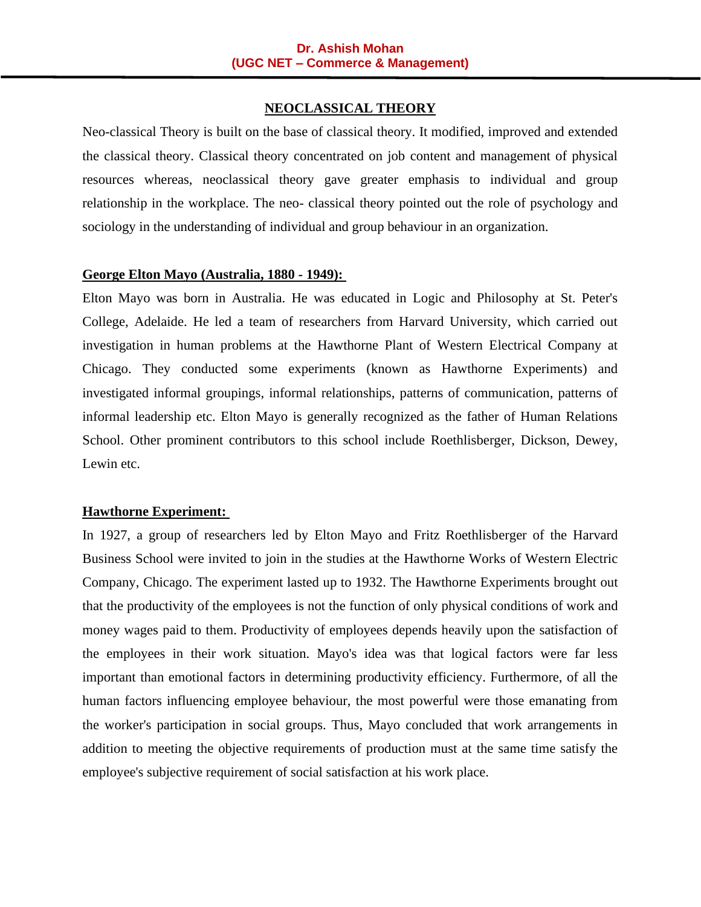# NEOCLASSICAL THEORY

Neo-classical Theory is built on the base of classical theory. It modified, improved and extended the classical theory. Classical theory concentrated on job content and management of physical resources whereas, neoclassical theory gave greater emphasis to individual and group relationship in the workplace. The neo- classical theory pointed out the role of psychology and sociology in the understanding of individual and group behaviour in an organization.

## George Elton Mayo (Australia, 1880 - 1949):

Elton Mayo was born in Australia. He was educated in Logic and Philosophy at St. Peter's College, Adelaide. He led a team of researchers from Harvard University, which carried out investigation in human problems at the Hawthorne Plant of Western Electrical Company at Chicago. They conducted some experiments (known as Hawthorne Experiments) and investigated informal groupings, informal relationships, patterns of communication, patterns of informal leadership etc. Elton Mayo is generally recognized as the father of Human Relations School. Other prominent contributors to this school include Roethlisberger, Dickson, Dewey, Lewin etc.

## Hawthorne Experiment:

In 1927, a group of researchers led by Elton Mayo and Fritz Roethlisberger of the Harvard Business School were invited to join in the studies at the Hawthorne Works of Western Electric Company, Chicago. The experiment lasted up to 1932. The Hawthorne Experiments brought out that the productivity of the employees is not the function of only physical conditions of work and money wages paid to them. Productivity of employees depends heavily upon the satisfaction of the employees in their work situation. Mayo's idea was that logical factors were far less important than emotional factors in determining productivity efficiency. Furthermore, of all the human factors influencing employee behaviour, the most powerful were those emanating from the worker's participation in social groups. Thus, Mayo concluded that work arrangements in addition to meeting the objective requirements of production must at the same time satisfy the employee's subjective requirement of social satisfaction at his work place.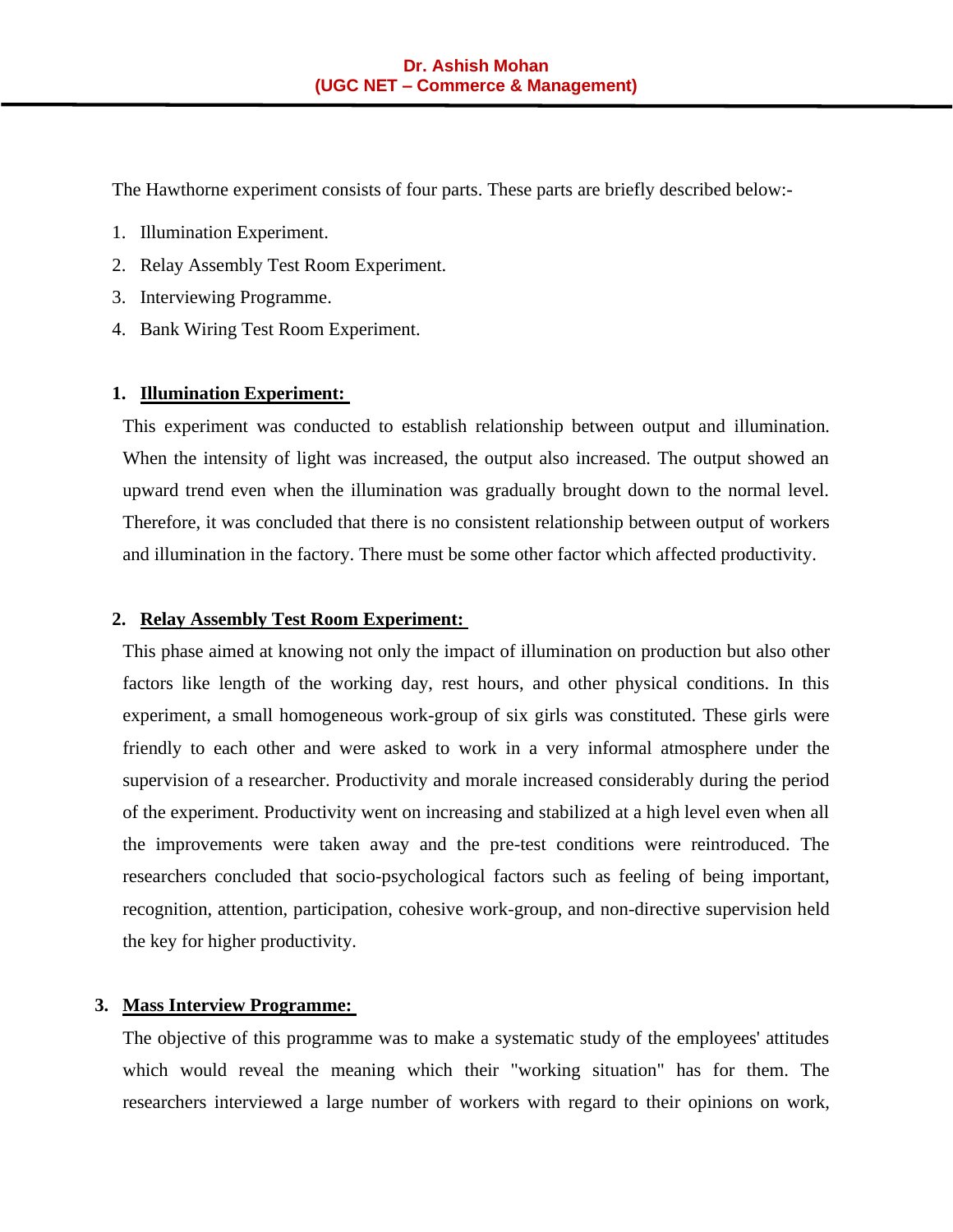The Hawthorne experiment consists of four parts. These parts are briefly described below:-

1. Illumination Experiment.
2. Relay Assembly Test Room Experiment.
3. Interviewing Programme.
4. Bank Wiring Test Room Experiment.

**1. Illumination Experiment:**

This experiment was conducted to establish relationship between output and illumination. When the intensity of light was increased, the output also increased. The output showed an upward trend even when the illumination was gradually brought down to the normal level. Therefore, it was concluded that there is no consistent relationship between output of workers and illumination in the factory. There must be some other factor which affected productivity.

**2. Relay Assembly Test Room Experiment:**

This phase aimed at knowing not only the impact of illumination on production but also other factors like length of the working day, rest hours, and other physical conditions. In this experiment, a small homogeneous work-group of six girls was constituted. These girls were friendly to each other and were asked to work in a very informal atmosphere under the supervision of a researcher. Productivity and morale increased considerably during the period of the experiment. Productivity went on increasing and stabilized at a high level even when all the improvements were taken away and the pre-test conditions were reintroduced. The researchers concluded that socio-psychological factors such as feeling of being important, recognition, attention, participation, cohesive work-group, and non-directive supervision held the key for higher productivity.

**3. Mass Interview Programme:**

The objective of this programme was to make a systematic study of the employees' attitudes which would reveal the meaning which their "working situation" has for them. The researchers interviewed a large number of workers with regard to their opinions on work,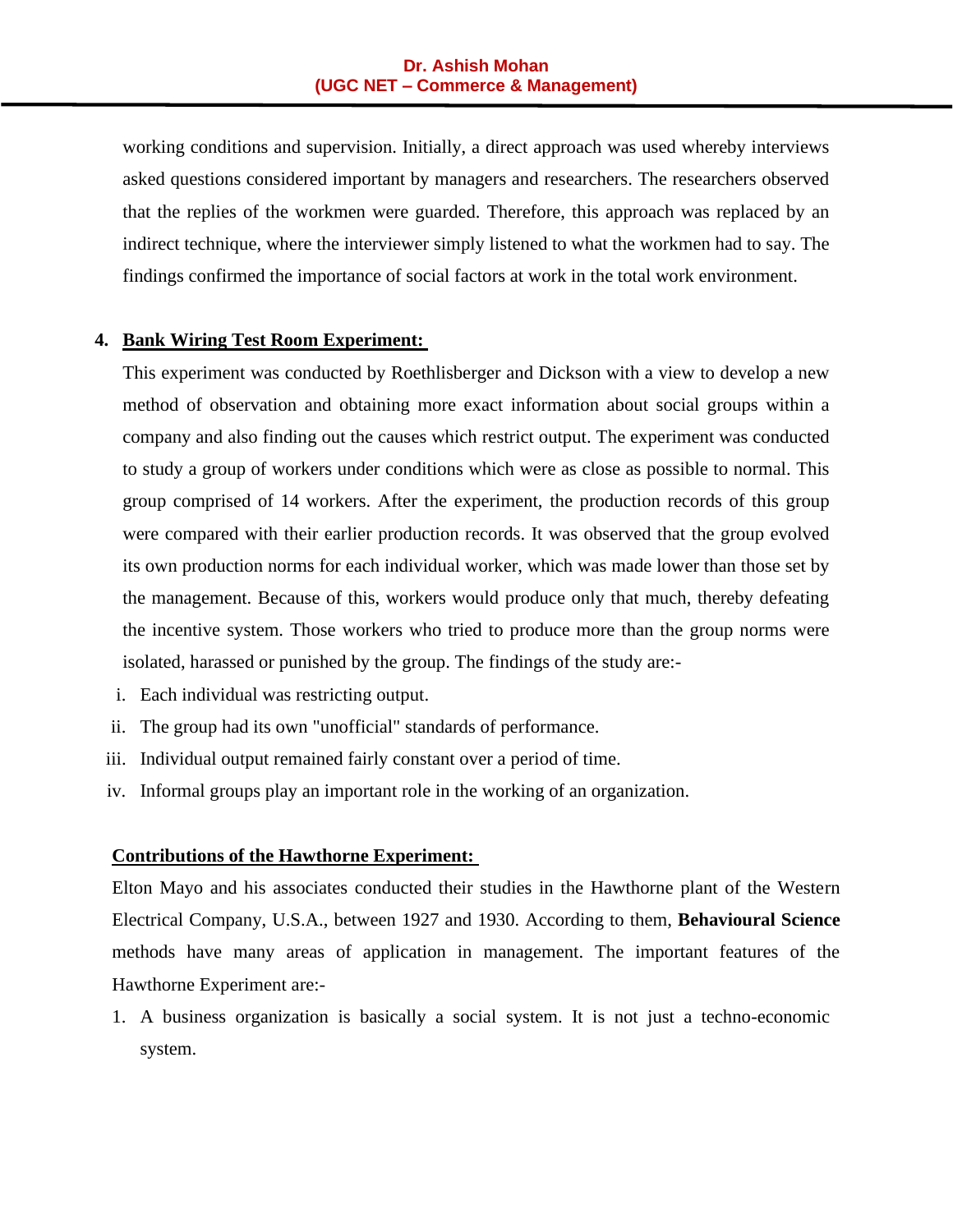working conditions and supervision. Initially, a direct approach was used whereby interviews asked questions considered important by managers and researchers. The researchers observed that the replies of the workmen were guarded. Therefore, this approach was replaced by an indirect technique, where the interviewer simply listened to what the workmen had to say. The findings confirmed the importance of social factors at work in the total work environment.

4. **Bank Wiring Test Room Experiment:**

   This experiment was conducted by Roethlisberger and Dickson with a view to develop a new method of observation and obtaining more exact information about social groups within a company and also finding out the causes which restrict output. The experiment was conducted to study a group of workers under conditions which were as close as possible to normal. This group comprised of 14 workers. After the experiment, the production records of this group were compared with their earlier production records. It was observed that the group evolved its own production norms for each individual worker, which was made lower than those set by the management. Because of this, workers would produce only that much, thereby defeating the incentive system. Those workers who tried to produce more than the group norms were isolated, harassed or punished by the group. The findings of the study are:-

   i. Each individual was restricting output.
   ii. The group had its own "unofficial" standards of performance.
   iii. Individual output remained fairly constant over a period of time.
   iv. Informal groups play an important role in the working of an organization.

**Contributions of the Hawthorne Experiment:**

Elton Mayo and his associates conducted their studies in the Hawthorne plant of the Western Electrical Company, U.S.A., between 1927 and 1930. According to them, **Behavioural Science** methods have many areas of application in management. The important features of the Hawthorne Experiment are:-

1. A business organization is basically a social system. It is not just a techno-economic system.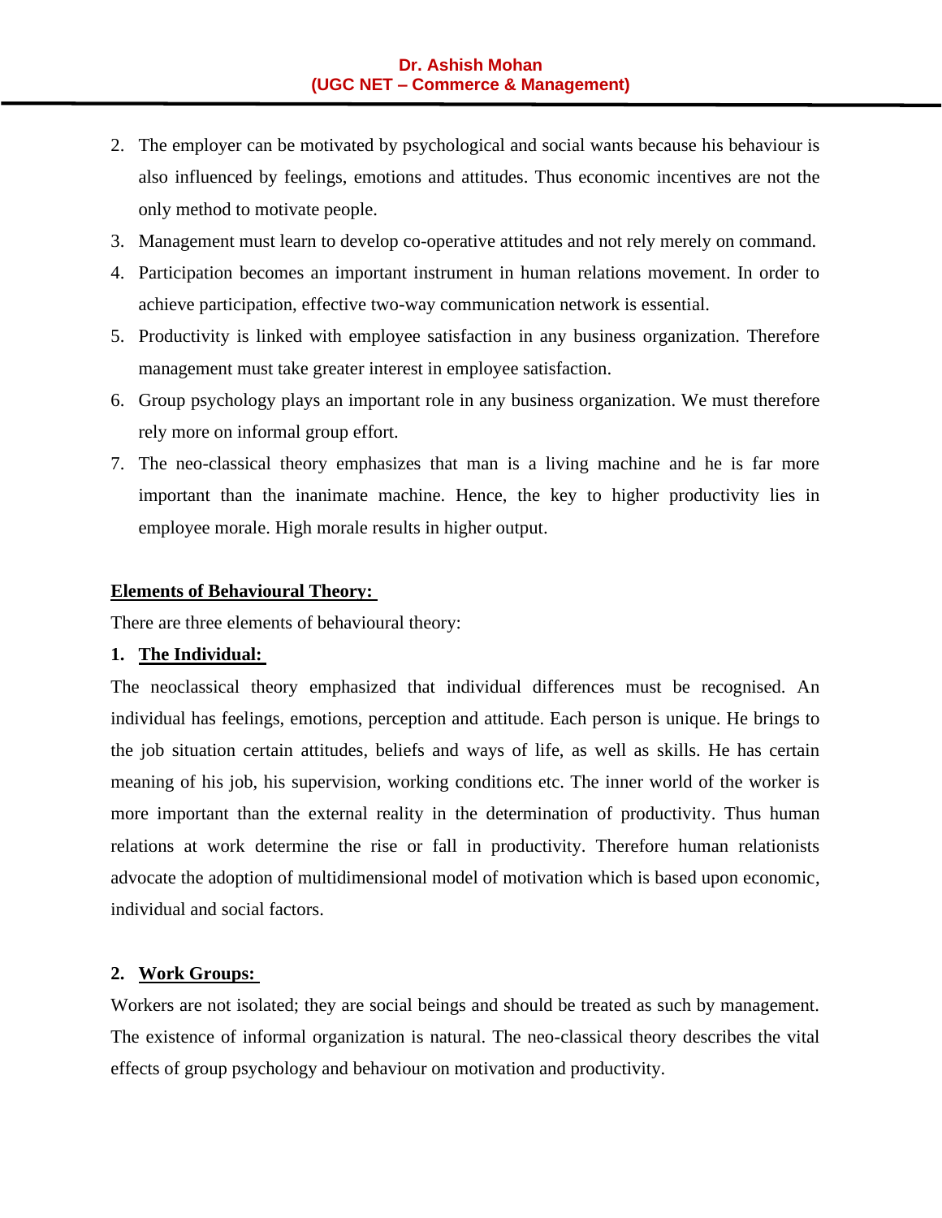2. The employer can be motivated by psychological and social wants because his behaviour is also influenced by feelings, emotions and attitudes. Thus economic incentives are not the only method to motivate people.
3. Management must learn to develop co-operative attitudes and not rely merely on command.
4. Participation becomes an important instrument in human relations movement. In order to achieve participation, effective two-way communication network is essential.
5. Productivity is linked with employee satisfaction in any business organization. Therefore management must take greater interest in employee satisfaction.
6. Group psychology plays an important role in any business organization. We must therefore rely more on informal group effort.
7. The neo-classical theory emphasizes that man is a living machine and he is far more important than the inanimate machine. Hence, the key to higher productivity lies in employee morale. High morale results in higher output.

**Elements of Behavioural Theory:**

There are three elements of behavioural theory:

**1. The Individual:**

The neoclassical theory emphasized that individual differences must be recognised. An individual has feelings, emotions, perception and attitude. Each person is unique. He brings to the job situation certain attitudes, beliefs and ways of life, as well as skills. He has certain meaning of his job, his supervision, working conditions etc. The inner world of the worker is more important than the external reality in the determination of productivity. Thus human relations at work determine the rise or fall in productivity. Therefore human relationists advocate the adoption of multidimensional model of motivation which is based upon economic, individual and social factors.

**2. Work Groups:**

Workers are not isolated; they are social beings and should be treated as such by management. The existence of informal organization is natural. The neo-classical theory describes the vital effects of group psychology and behaviour on motivation and productivity.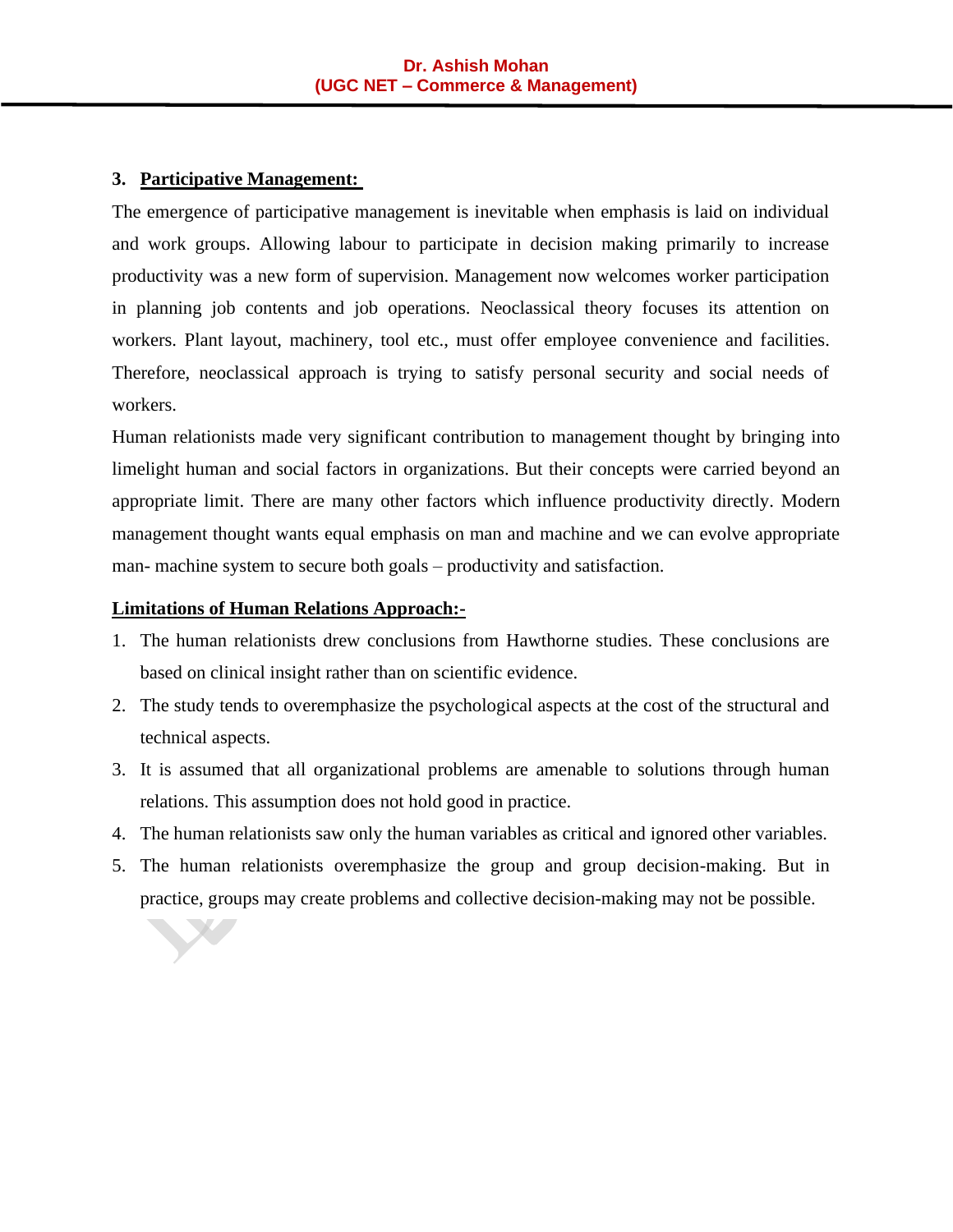### 3. **Participative Management:**

The emergence of participative management is inevitable when emphasis is laid on individual and work groups. Allowing labour to participate in decision making primarily to increase productivity was a new form of supervision. Management now welcomes worker participation in planning job contents and job operations. Neoclassical theory focuses its attention on workers. Plant layout, machinery, tool etc., must offer employee convenience and facilities. Therefore, neoclassical approach is trying to satisfy personal security and social needs of workers.

Human relationists made very significant contribution to management thought by bringing into limelight human and social factors in organizations. But their concepts were carried beyond an appropriate limit. There are many other factors which influence productivity directly. Modern management thought wants equal emphasis on man and machine and we can evolve appropriate man- machine system to secure both goals – productivity and satisfaction.

**Limitations of Human Relations Approach:-**

1. The human relationists drew conclusions from Hawthorne studies. These conclusions are based on clinical insight rather than on scientific evidence.
2. The study tends to overemphasize the psychological aspects at the cost of the structural and technical aspects.
3. It is assumed that all organizational problems are amenable to solutions through human relations. This assumption does not hold good in practice.
4. The human relationists saw only the human variables as critical and ignored other variables.
5. The human relationists overemphasize the group and group decision-making. But in practice, groups may create problems and collective decision-making may not be possible.